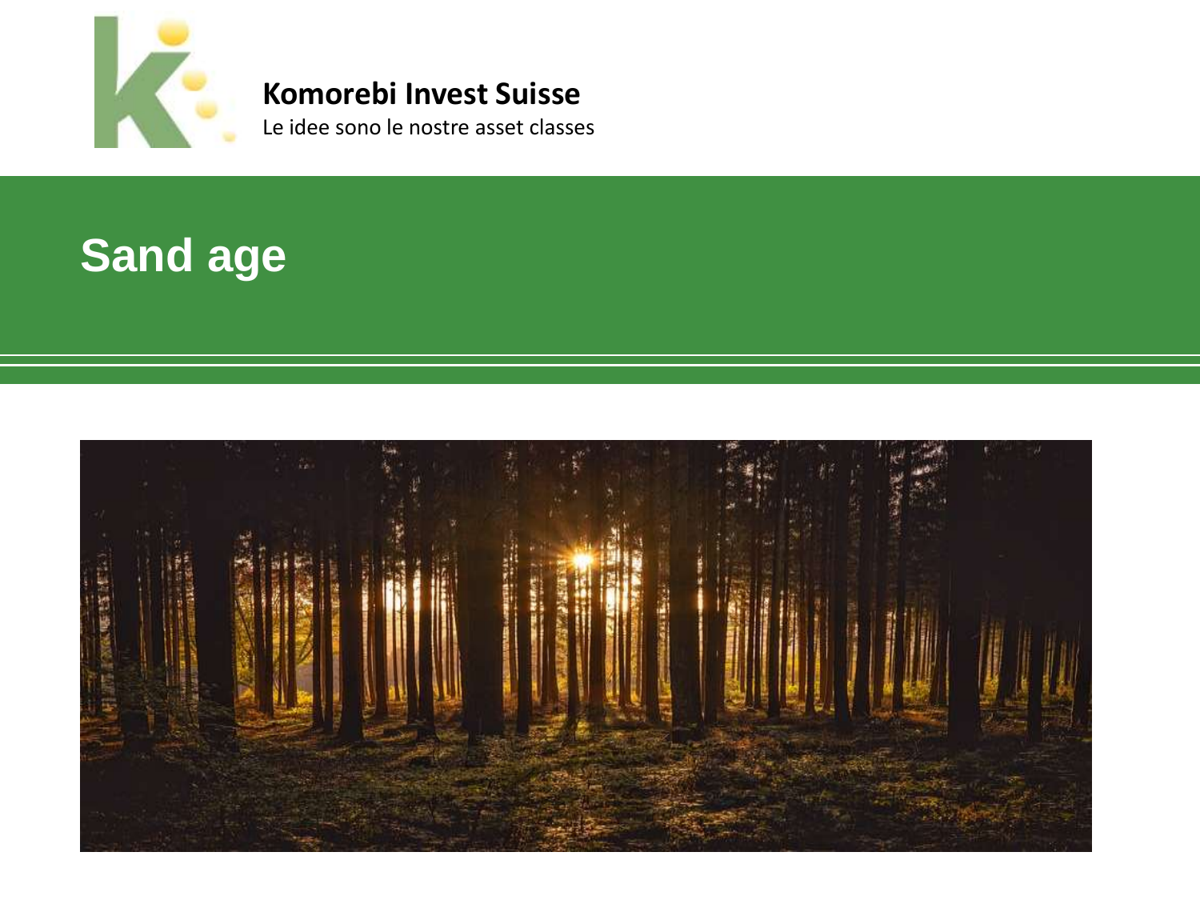**Komorebi Invest Suisse**

Le idee sono le nostre asset classes

# Sand age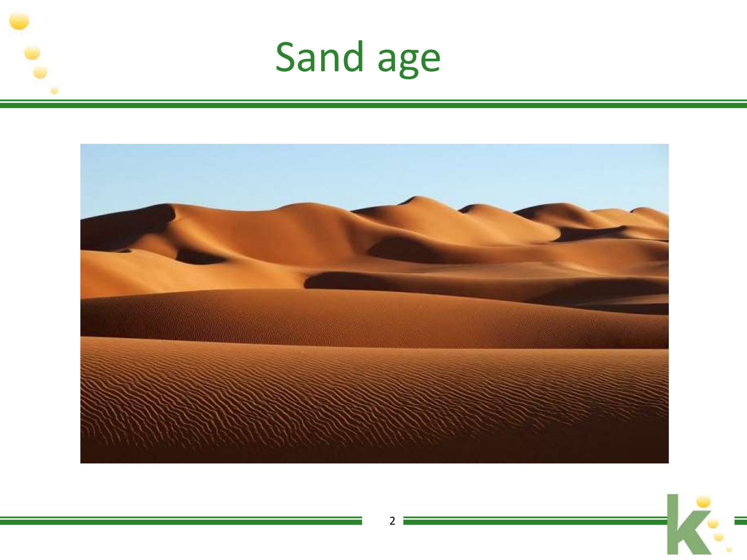# Sand age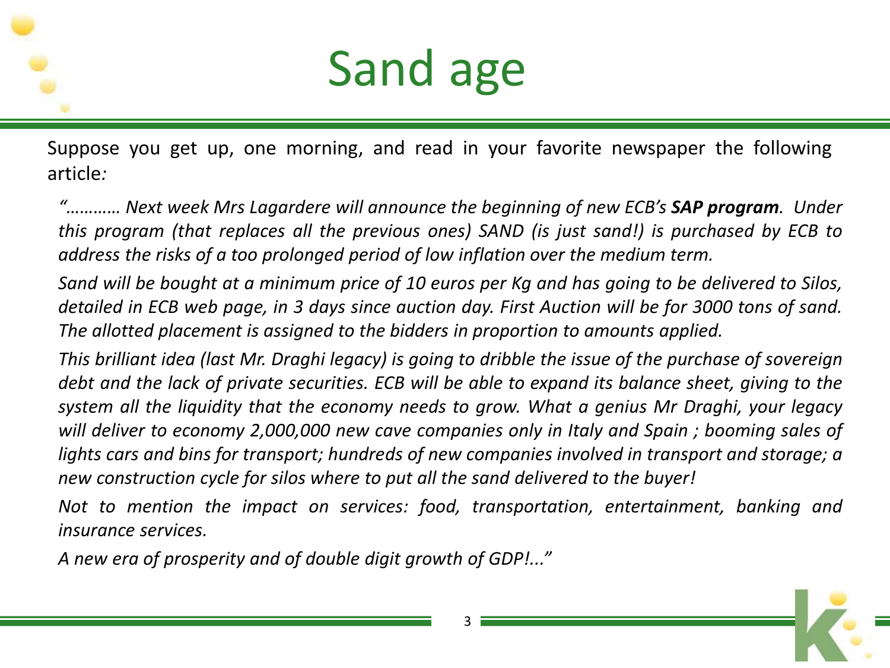# Sand age

Suppose you get up, one morning, and read in your favorite newspaper the following article:

*"……….. Next week Mrs Lagardere will announce the beginning of new ECB's **SAP program**. Under this program (that replaces all the previous ones) SAND (is just sand!) is purchased by ECB to address the risks of a too prolonged period of low inflation over the medium term.*

*Sand will be bought at a minimum price of 10 euros per Kg and has going to be delivered to Silos, detailed in ECB web page, in 3 days since auction day. First Auction will be for 3000 tons of sand. The allotted placement is assigned to the bidders in proportion to amounts applied.*

*This brilliant idea (last Mr. Draghi legacy) is going to dribble the issue of the purchase of sovereign debt and the lack of private securities. ECB will be able to expand its balance sheet, giving to the system all the liquidity that the economy needs to grow. What a genius Mr Draghi, your legacy will deliver to economy 2,000,000 new cave companies only in Italy and Spain ; booming sales of lights cars and bins for transport; hundreds of new companies involved in transport and storage; a new construction cycle for silos where to put all the sand delivered to the buyer!*

*Not to mention the impact on services: food, transportation, entertainment, banking and insurance services.*

*A new era of prosperity and of double digit growth of GDP!..."*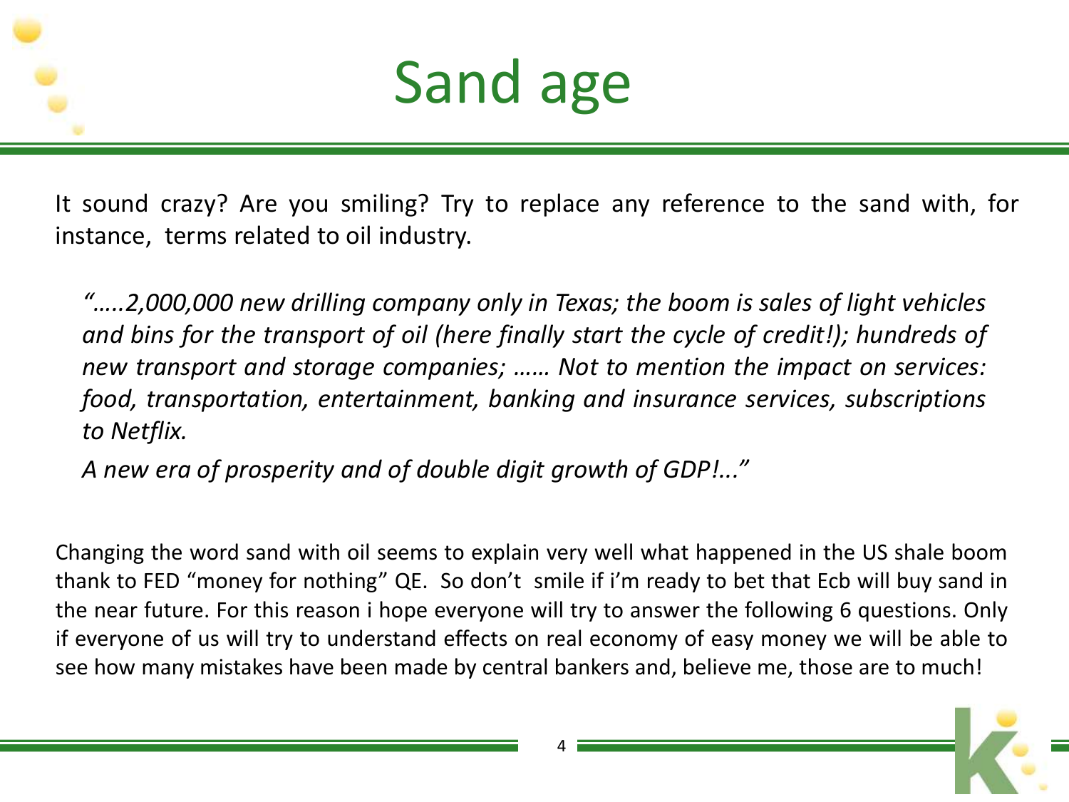# Sand age

It sound crazy? Are you smiling? Try to replace any reference to the sand with, for instance, terms related to oil industry.

> *“…..2,000,000 new drilling company only in Texas; the boom is sales of light vehicles and bins for the transport of oil (here finally start the cycle of credit!); hundreds of new transport and storage companies; …… Not to mention the impact on services: food, transportation, entertainment, banking and insurance services, subscriptions to Netflix.*
>
> *A new era of prosperity and of double digit growth of GDP!...”*

Changing the word sand with oil seems to explain very well what happened in the US shale boom thank to FED “money for nothing” QE. So don’t smile if i’m ready to bet that Ecb will buy sand in the near future. For this reason i hope everyone will try to answer the following 6 questions. Only if everyone of us will try to understand effects on real economy of easy money we will be able to see how many mistakes have been made by central bankers and, believe me, those are to much!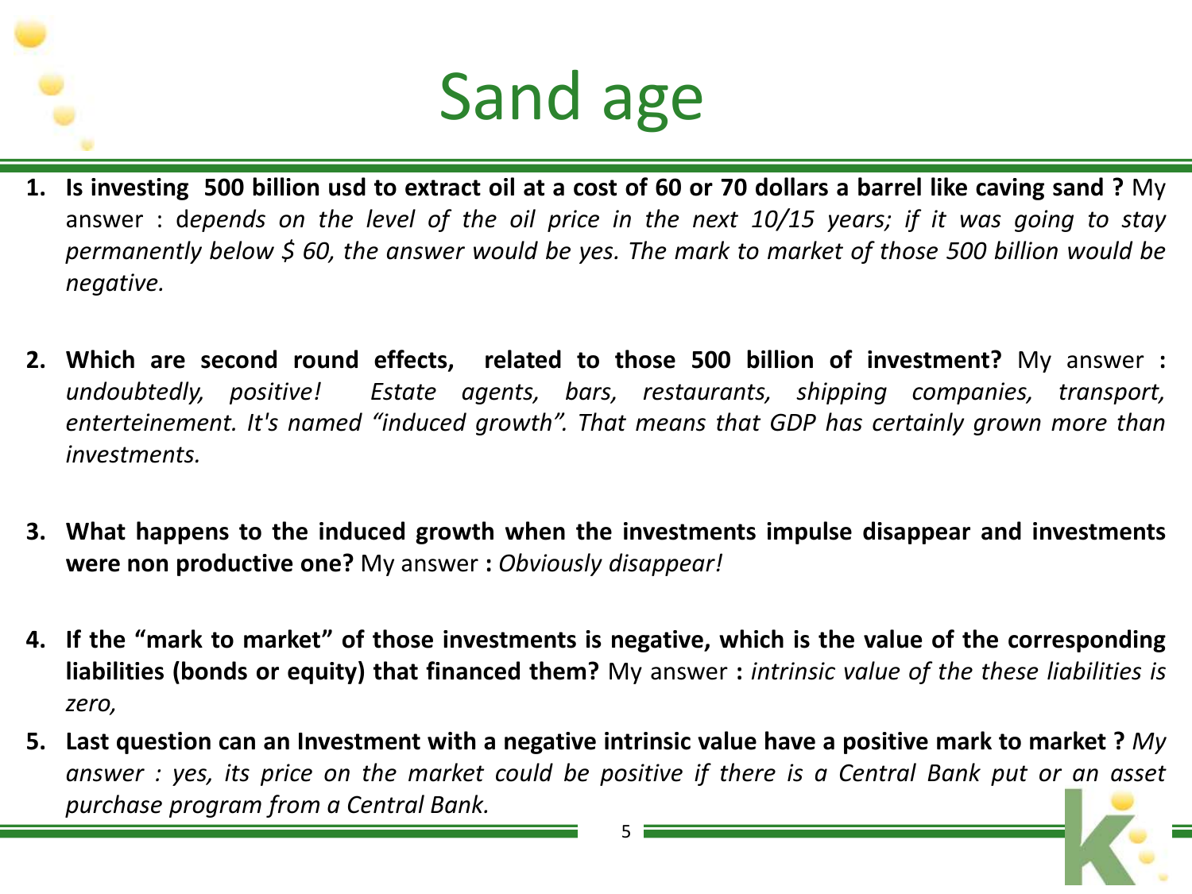# Sand age

1. **Is investing 500 billion usd to extract oil at a cost of 60 or 70 dollars a barrel like caving sand ?** My answer : d*epends on the level of the oil price in the next 10/15 years; if it was going to stay permanently below $ 60, the answer would be yes. The mark to market of those 500 billion would be negative.*

2. **Which are second round effects, related to those 500 billion of investment?** My answer **:** *undoubtedly, positive! Estate agents, bars, restaurants, shipping companies, transport, enterteinement. It's named "induced growth". That means that GDP has certainly grown more than investments.*

3. **What happens to the induced growth when the investments impulse disappear and investments were non productive one?** My answer **:** *Obviously disappear!*

4. **If the "mark to market" of those investments is negative, which is the value of the corresponding liabilities (bonds or equity) that financed them?** My answer **:** *intrinsic value of the these liabilities is zero,*

5. **Last question can an Investment with a negative intrinsic value have a positive mark to market ?** *My answer : yes, its price on the market could be positive if there is a Central Bank put or an asset purchase program from a Central Bank.*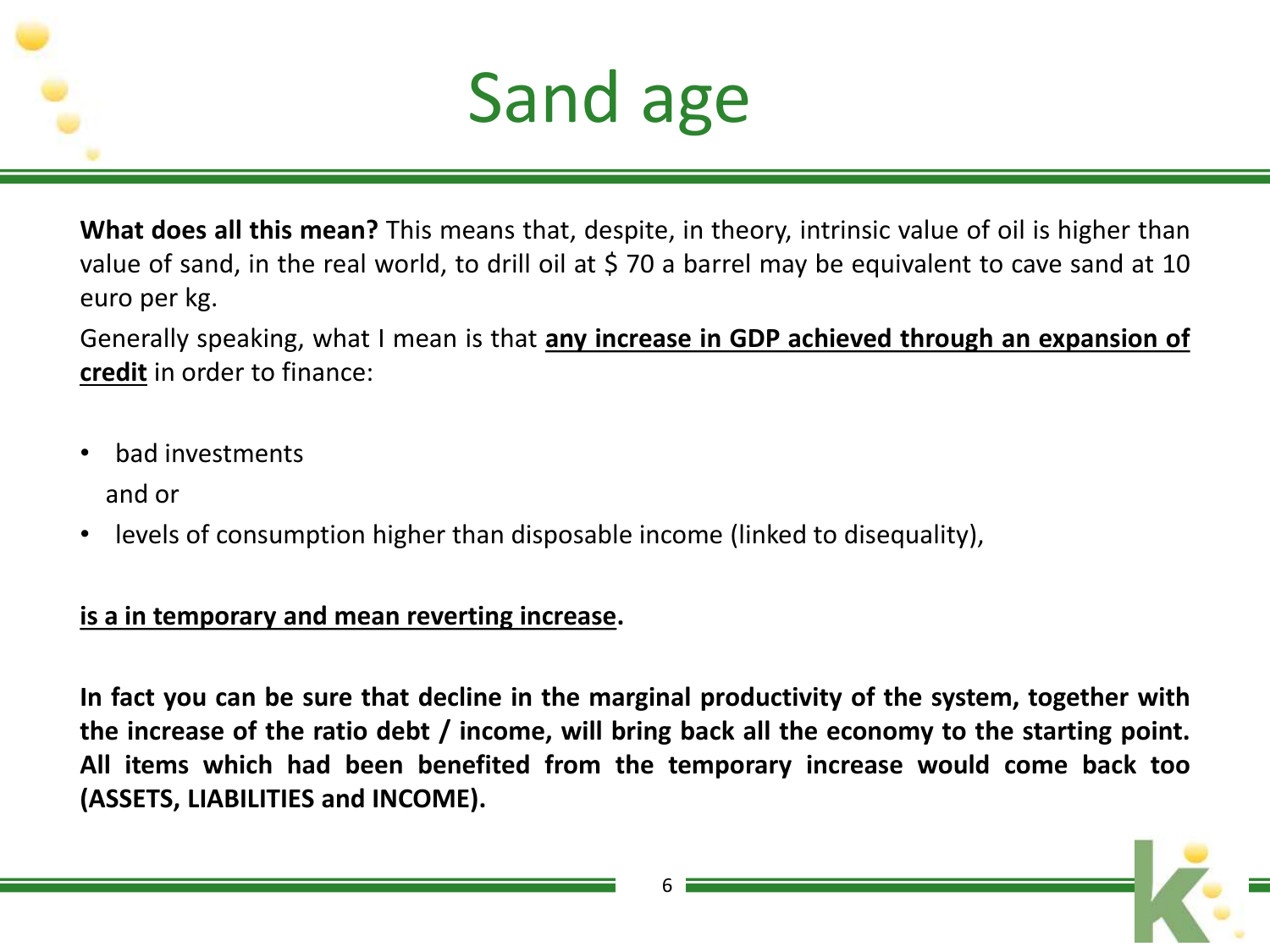# Sand age

**What does all this mean?** This means that, despite, in theory, intrinsic value of oil is higher than value of sand, in the real world, to drill oil at $ 70 a barrel may be equivalent to cave sand at 10 euro per kg.

Generally speaking, what I mean is that **<u>any increase in GDP achieved through an expansion of credit</u>** in order to finance:

- bad investments

  and or

- levels of consumption higher than disposable income (linked to disequality),

**<u>is a in temporary and mean reverting increase</u>.**

**In fact you can be sure that decline in the marginal productivity of the system, together with the increase of the ratio debt / income, will bring back all the economy to the starting point. All items which had been benefited from the temporary increase would come back too (ASSETS, LIABILITIES and INCOME).**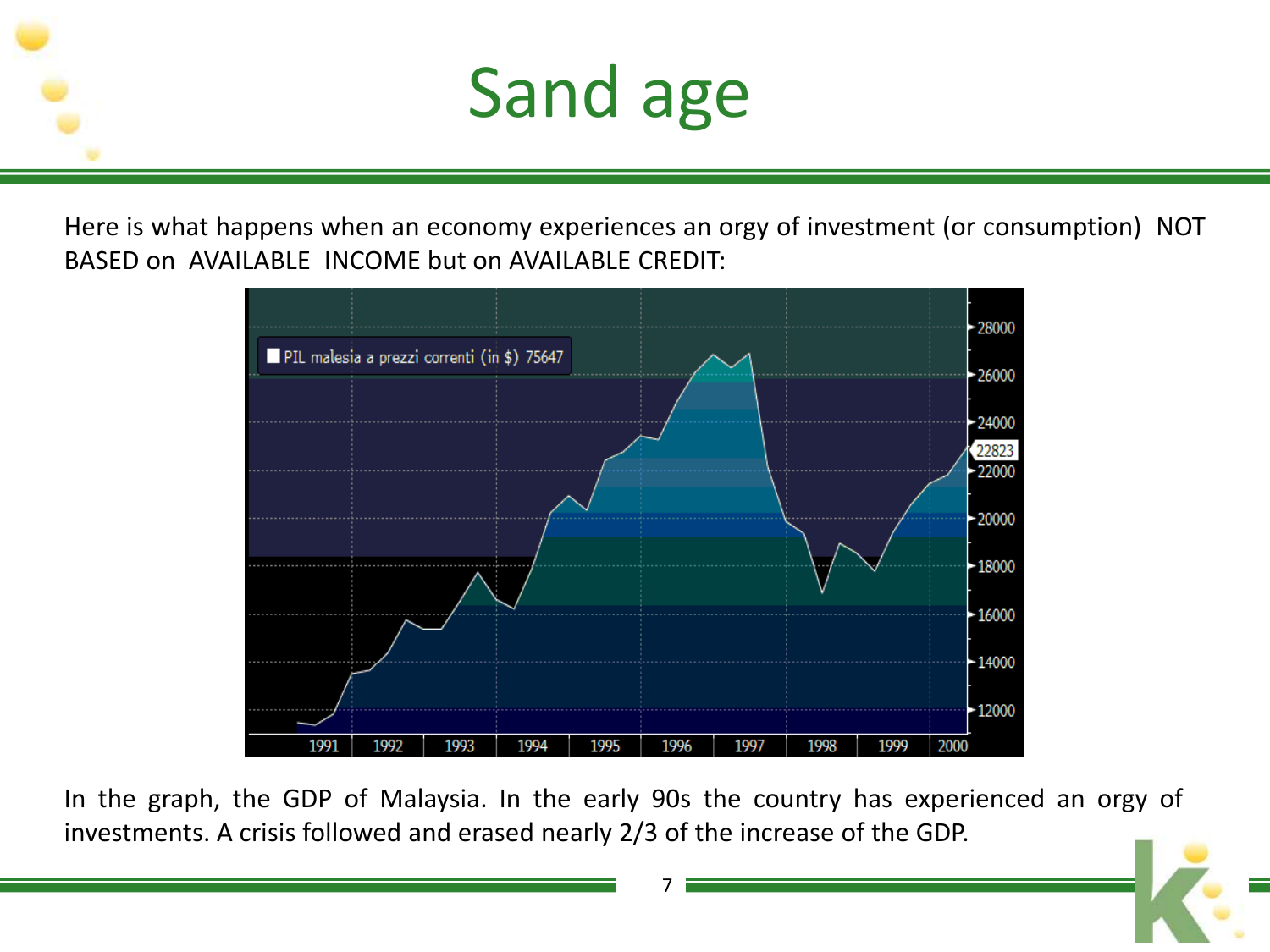# Sand age

Here is what happens when an economy experiences an orgy of investment (or consumption) NOT BASED on AVAILABLE INCOME but on AVAILABLE CREDIT:

In the graph, the GDP of Malaysia. In the early 90s the country has experienced an orgy of investments. A crisis followed and erased nearly 2/3 of the increase of the GDP.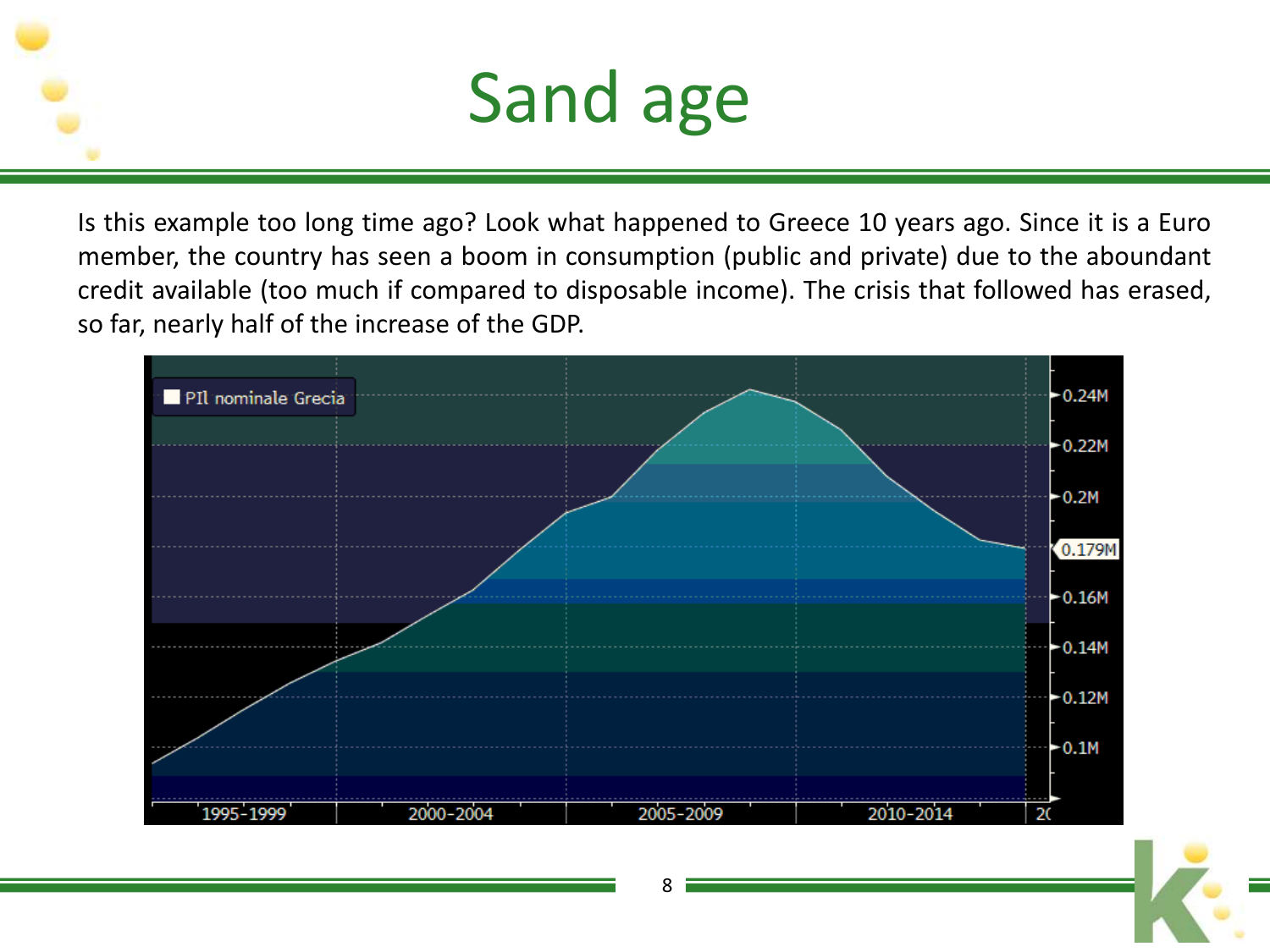# Sand age

Is this example too long time ago? Look what happened to Greece 10 years ago. Since it is a Euro member, the country has seen a boom in consumption (public and private) due to the aboundant credit available (too much if compared to disposable income). The crisis that followed has erased, so far, nearly half of the increase of the GDP.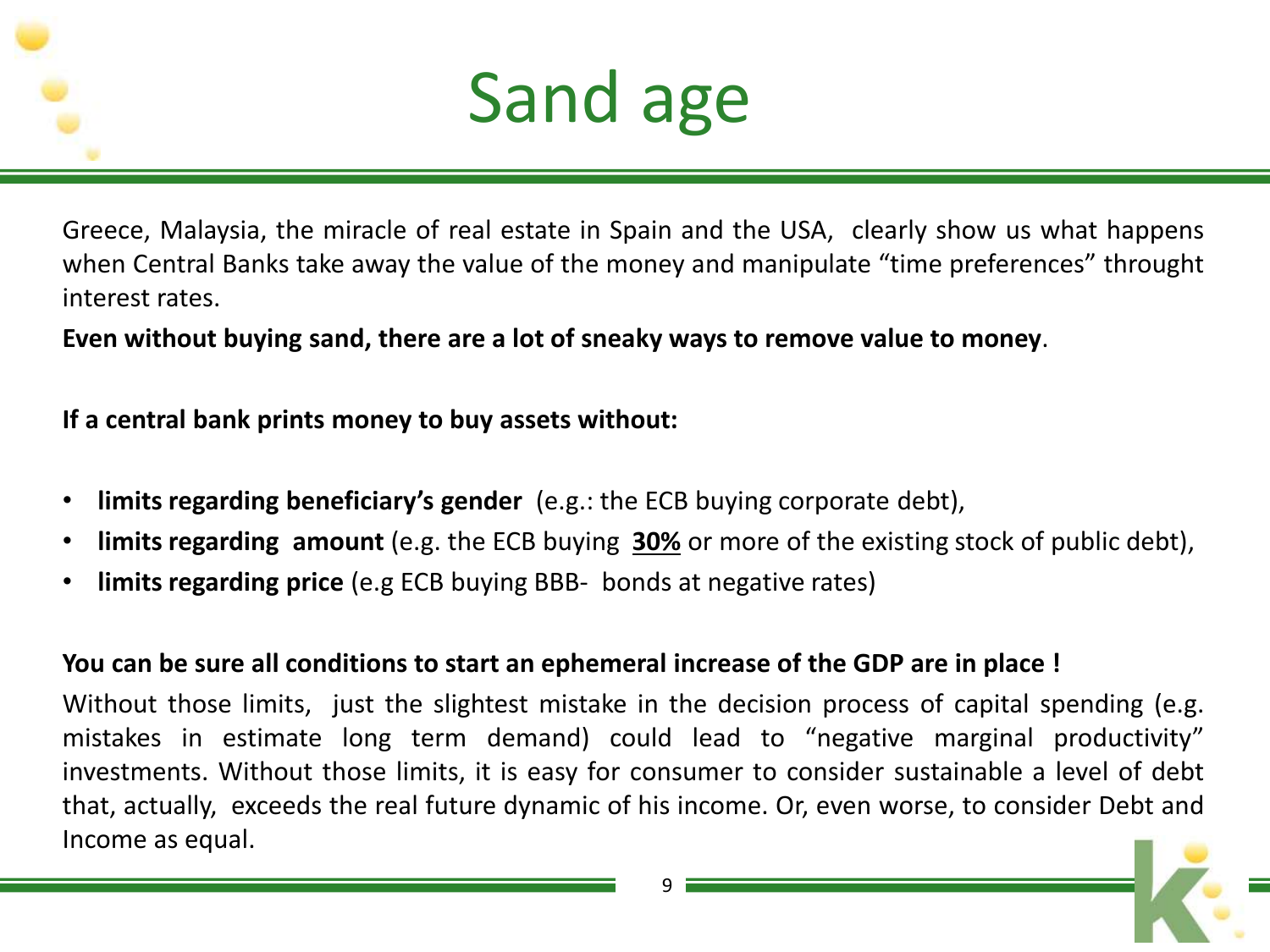# Sand age

Greece, Malaysia, the miracle of real estate in Spain and the USA, clearly show us what happens when Central Banks take away the value of the money and manipulate “time preferences” throught interest rates.

**Even without buying sand, there are a lot of sneaky ways to remove value to money**.

**If a central bank prints money to buy assets without:**

- **limits regarding beneficiary’s gender** (e.g.: the ECB buying corporate debt),
- **limits regarding amount** (e.g. the ECB buying **30%** or more of the existing stock of public debt),
- **limits regarding price** (e.g ECB buying BBB- bonds at negative rates)

**You can be sure all conditions to start an ephemeral increase of the GDP are in place !**

Without those limits, just the slightest mistake in the decision process of capital spending (e.g. mistakes in estimate long term demand) could lead to “negative marginal productivity” investments. Without those limits, it is easy for consumer to consider sustainable a level of debt that, actually, exceeds the real future dynamic of his income. Or, even worse, to consider Debt and Income as equal.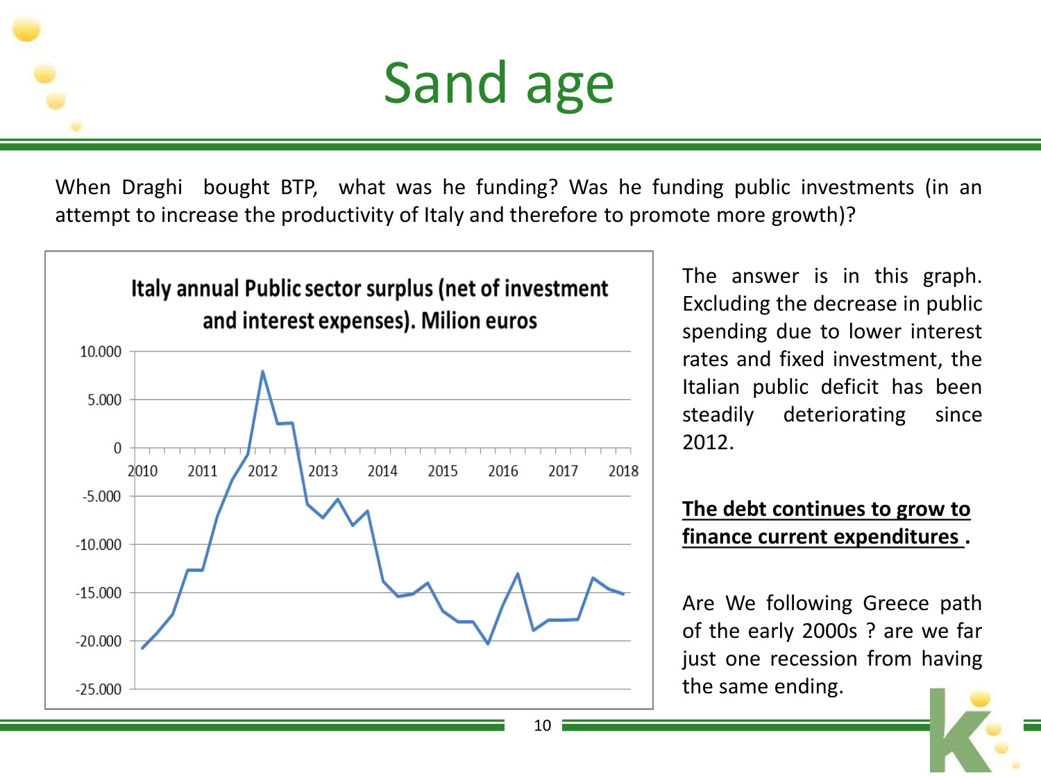# Sand age

When Draghi bought BTP, what was he funding? Was he funding public investments (in an attempt to increase the productivity of Italy and therefore to promote more growth)?

**Italy annual Public sector surplus (net of investment and interest expenses). Milion euros**

The answer is in this graph. Excluding the decrease in public spending due to lower interest rates and fixed investment, the Italian public deficit has been steadily deteriorating since 2012.

<u>**The debt continues to grow to finance current expenditures .**</u>

Are We following Greece path of the early 2000s ? are we far just one recession from having the same ending.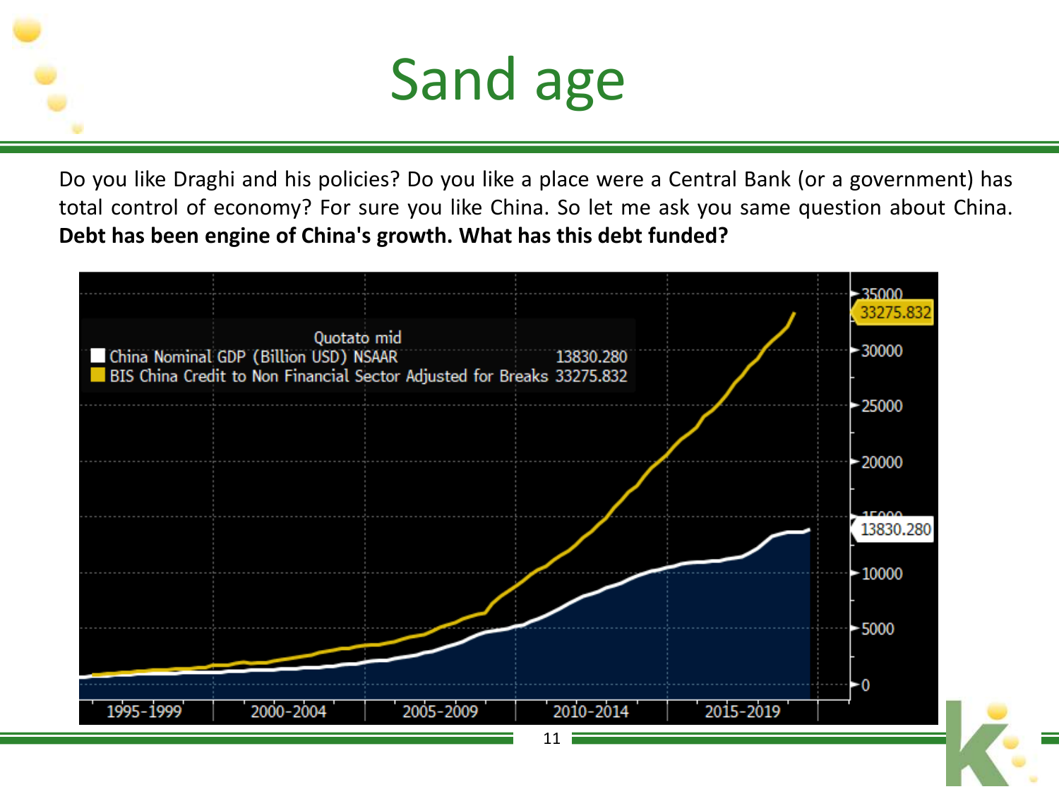# Sand age

Do you like Draghi and his policies? Do you like a place were a Central Bank (or a government) has total control of economy? For sure you like China. So let me ask you same question about China. **Debt has been engine of China's growth. What has this debt funded?**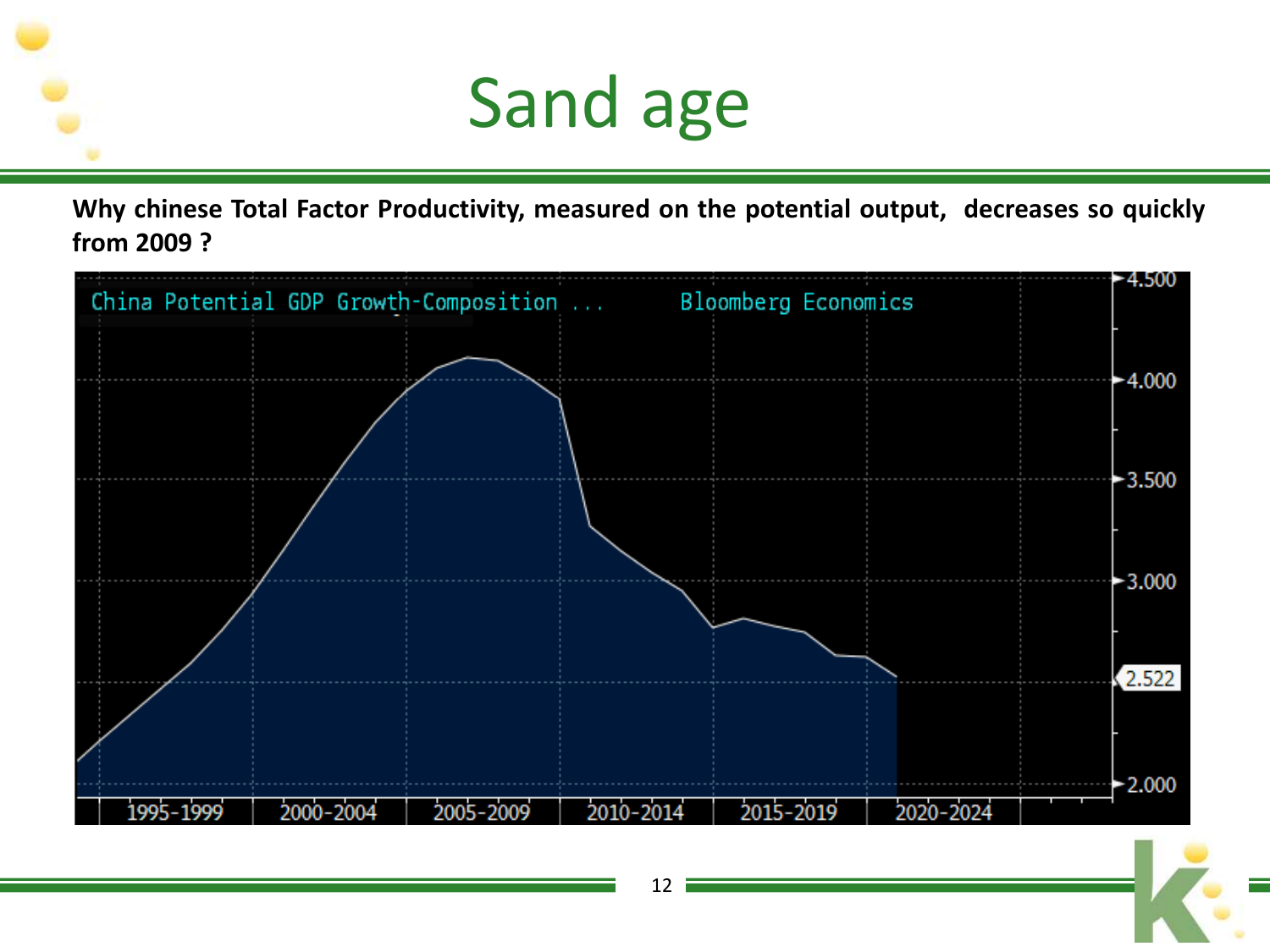# Sand age

**Why chinese Total Factor Productivity, measured on the potential output, decreases so quickly from 2009 ?**

China Potential GDP Growth-Composition ...

Bloomberg Economics

4.500

4.000

3.500

3.000

2.522

2.000

1995-1999

2000-2004

2005-2009

2010-2014

2015-2019

2020-2024